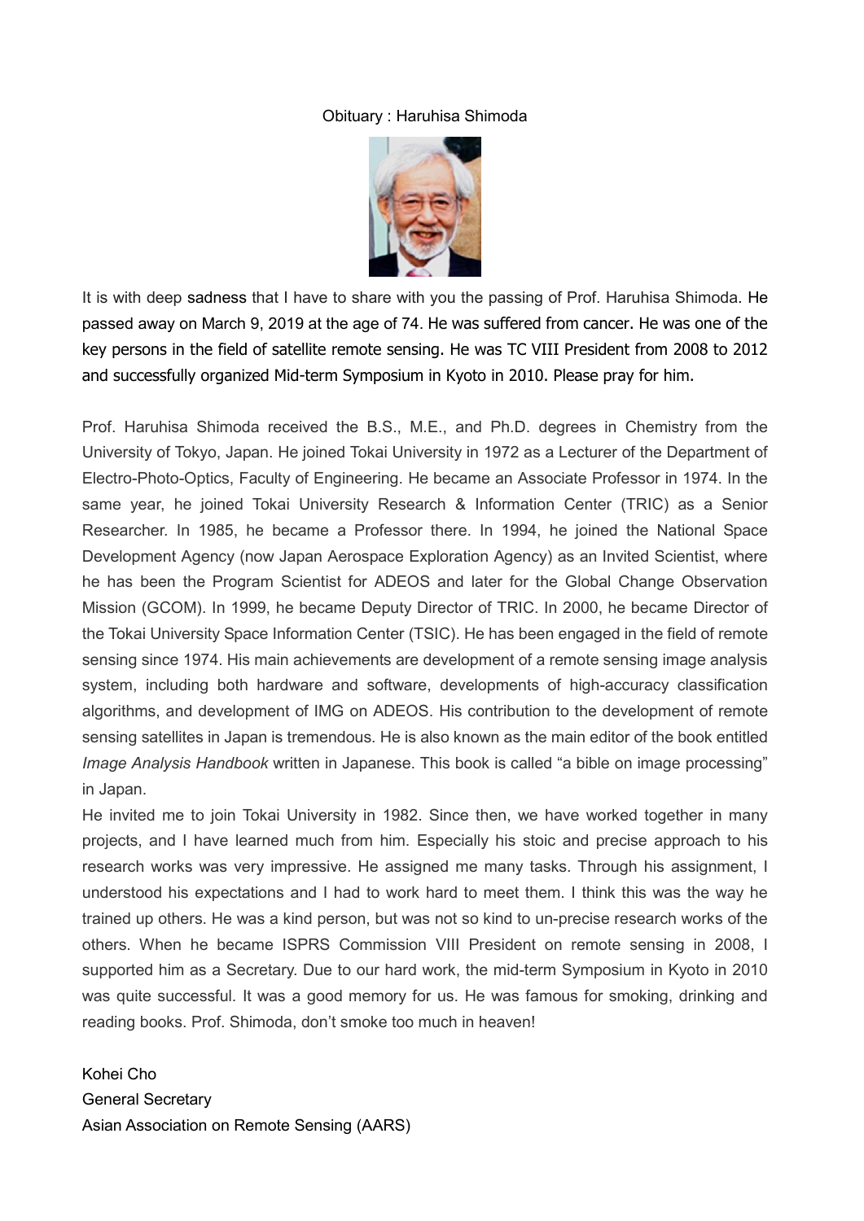# Obituary : Haruhisa Shimoda

It is with deep sadness that I have to share with you the passing of Prof. Haruhisa Shimoda. He passed away on March 9, 2019 at the age of 74. He was suffered from cancer. He was one of the key persons in the field of satellite remote sensing. He was TC VIII President from 2008 to 2012 and successfully organized Mid-term Symposium in Kyoto in 2010. Please pray for him.

Prof. Haruhisa Shimoda received the B.S., M.E., and Ph.D. degrees in Chemistry from the University of Tokyo, Japan. He joined Tokai University in 1972 as a Lecturer of the Department of Electro-Photo-Optics, Faculty of Engineering. He became an Associate Professor in 1974. In the same year, he joined Tokai University Research & Information Center (TRIC) as a Senior Researcher. In 1985, he became a Professor there. In 1994, he joined the National Space Development Agency (now Japan Aerospace Exploration Agency) as an Invited Scientist, where he has been the Program Scientist for ADEOS and later for the Global Change Observation Mission (GCOM). In 1999, he became Deputy Director of TRIC. In 2000, he became Director of the Tokai University Space Information Center (TSIC). He has been engaged in the field of remote sensing since 1974. His main achievements are development of a remote sensing image analysis system, including both hardware and software, developments of high-accuracy classification algorithms, and development of IMG on ADEOS. His contribution to the development of remote sensing satellites in Japan is tremendous. He is also known as the main editor of the book entitled *Image Analysis Handbook* written in Japanese. This book is called "a bible on image processing" in Japan.

He invited me to join Tokai University in 1982. Since then, we have worked together in many projects, and I have learned much from him. Especially his stoic and precise approach to his research works was very impressive. He assigned me many tasks. Through his assignment, I understood his expectations and I had to work hard to meet them. I think this was the way he trained up others. He was a kind person, but was not so kind to un-precise research works of the others. When he became ISPRS Commission VIII President on remote sensing in 2008, I supported him as a Secretary. Due to our hard work, the mid-term Symposium in Kyoto in 2010 was quite successful. It was a good memory for us. He was famous for smoking, drinking and reading books. Prof. Shimoda, don't smoke too much in heaven!

Kohei Cho  
General Secretary  
Asian Association on Remote Sensing (AARS)